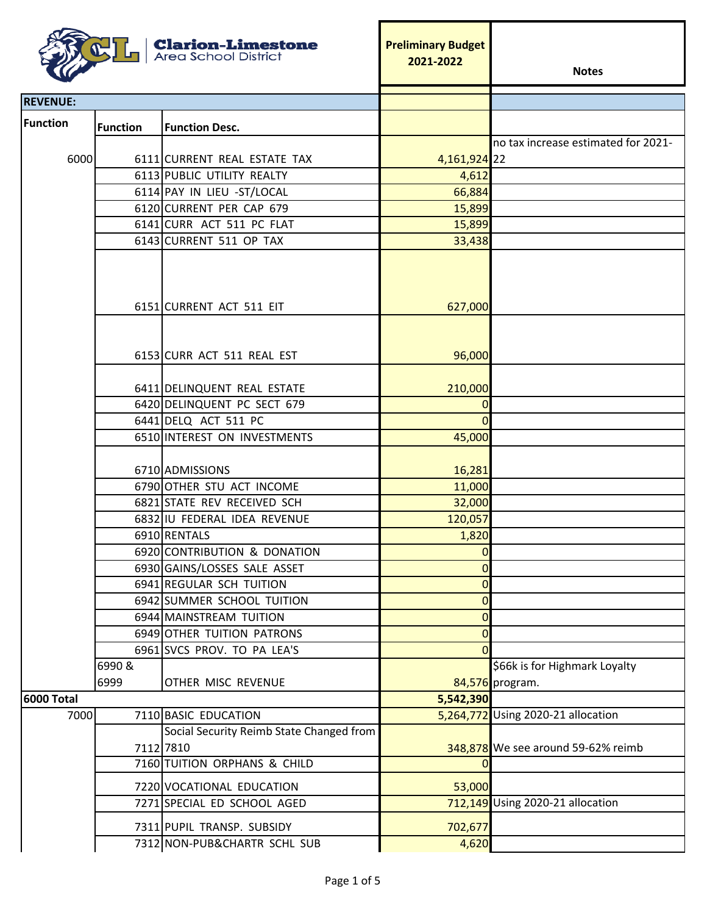**Clarion-Limestone Area School District**

| Function | Function | Function Desc. | Preliminary Budget 2021-2022 | Notes |
|---|---|---|---|---|
| **REVENUE:** | | | | |
| 6000 | 6111 | CURRENT REAL ESTATE TAX | 4,161,924 | no tax increase estimated for 2021-22 |
| | 6113 | PUBLIC UTILITY REALTY | 4,612 | |
| | 6114 | PAY IN LIEU -ST/LOCAL | 66,884 | |
| | 6120 | CURRENT PER CAP 679 | 15,899 | |
| | 6141 | CURR ACT 511 PC FLAT | 15,899 | |
| | 6143 | CURRENT 511 OP TAX | 33,438 | |
| | 6151 | CURRENT ACT 511 EIT | 627,000 | |
| | 6153 | CURR ACT 511 REAL EST | 96,000 | |
| | 6411 | DELINQUENT REAL ESTATE | 210,000 | |
| | 6420 | DELINQUENT PC SECT 679 | 0 | |
| | 6441 | DELQ ACT 511 PC | 0 | |
| | 6510 | INTEREST ON INVESTMENTS | 45,000 | |
| | 6710 | ADMISSIONS | 16,281 | |
| | 6790 | OTHER STU ACT INCOME | 11,000 | |
| | 6821 | STATE REV RECEIVED SCH | 32,000 | |
| | 6832 | IU FEDERAL IDEA REVENUE | 120,057 | |
| | 6910 | RENTALS | 1,820 | |
| | 6920 | CONTRIBUTION & DONATION | 0 | |
| | 6930 | GAINS/LOSSES SALE ASSET | 0 | |
| | 6941 | REGULAR SCH TUITION | 0 | |
| | 6942 | SUMMER SCHOOL TUITION | 0 | |
| | 6944 | MAINSTREAM TUITION | 0 | |
| | 6949 | OTHER TUITION PATRONS | 0 | |
| | 6961 | SVCS PROV. TO PA LEA'S | 0 | |
| | 6990 & 6999 | OTHER MISC REVENUE | 84,576 | $66k is for Highmark Loyalty program. |
| **6000 Total** | | | **5,542,390** | |
| 7000 | 7110 | BASIC EDUCATION | 5,264,772 | Using 2020-21 allocation |
| | 7112 | Social Security Reimb State Changed from 7810 | 348,878 | We see around 59-62% reimb |
| | 7160 | TUITION ORPHANS & CHILD | 0 | |
| | 7220 | VOCATIONAL EDUCATION | 53,000 | |
| | 7271 | SPECIAL ED SCHOOL AGED | 712,149 | Using 2020-21 allocation |
| | 7311 | PUPIL TRANSP. SUBSIDY | 702,677 | |
| | 7312 | NON-PUB&CHARTR SCHL SUB | 4,620 | |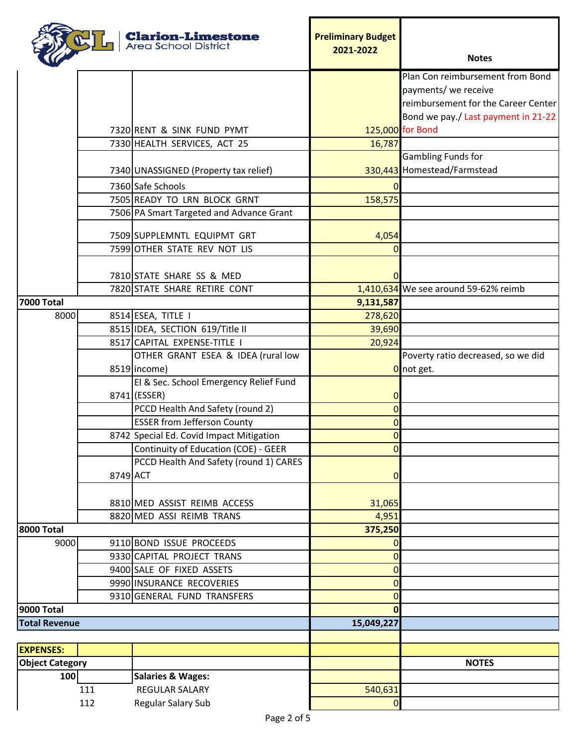**Clarion-Limestone** Area School District

| | | | Preliminary Budget 2021-2022 | Notes |
|---|---|---|---|---|
| | 7320 | RENT & SINK FUND PYMT | 125,000 | Plan Con reimbursement from Bond payments/ we receive reimbursement for the Career Center Bond we pay./ Last payment in 21-22 for Bond |
| | 7330 | HEALTH SERVICES, ACT 25 | 16,787 | |
| | 7340 | UNASSIGNED (Property tax relief) | 330,443 | Gambling Funds for Homestead/Farmstead |
| | 7360 | Safe Schools | 0 | |
| | 7505 | READY TO LRN BLOCK GRNT | 158,575 | |
| | 7506 | PA Smart Targeted and Advance Grant | | |
| | 7509 | SUPPLEMNTL EQUIPMT GRT | 4,054 | |
| | 7599 | OTHER STATE REV NOT LIS | 0 | |
| | 7810 | STATE SHARE SS & MED | 0 | |
| | 7820 | STATE SHARE RETIRE CONT | 1,410,634 | We see around 59-62% reimb |
| **7000 Total** | | | **9,131,587** | |
| 8000 | 8514 | ESEA, TITLE I | 278,620 | |
| | 8515 | IDEA, SECTION 619/Title II | 39,690 | |
| | 8517 | CAPITAL EXPENSE-TITLE I | 20,924 | |
| | 8519 | OTHER GRANT ESEA & IDEA (rural low income) | 0 | Poverty ratio decreased, so we did not get. |
| | 8741 | El & Sec. School Emergency Relief Fund (ESSER) | 0 | |
| | | PCCD Health And Safety (round 2) | 0 | |
| | | ESSER from Jefferson County | 0 | |
| | 8742 | Special Ed. Covid Impact Mitigation | 0 | |
| | | Continuity of Education (COE) - GEER | 0 | |
| | 8749 | PCCD Health And Safety (round 1) CARES ACT | 0 | |
| | 8810 | MED ASSIST REIMB ACCESS | 31,065 | |
| | 8820 | MED ASSI REIMB TRANS | 4,951 | |
| **8000 Total** | | | **375,250** | |
| 9000 | 9110 | BOND ISSUE PROCEEDS | 0 | |
| | 9330 | CAPITAL PROJECT TRANS | 0 | |
| | 9400 | SALE OF FIXED ASSETS | 0 | |
| | 9990 | INSURANCE RECOVERIES | 0 | |
| | 9310 | GENERAL FUND TRANSFERS | 0 | |
| **9000 Total** | | | **0** | |
| **Total Revenue** | | | **15,049,227** | |
| | | | | |
| **EXPENSES:** | | | | |
| **Object Category** | | | | **NOTES** |
| **100** | | **Salaries & Wages:** | | |
| | 111 | REGULAR SALARY | 540,631 | |
| | 112 | Regular Salary Sub | 0 | |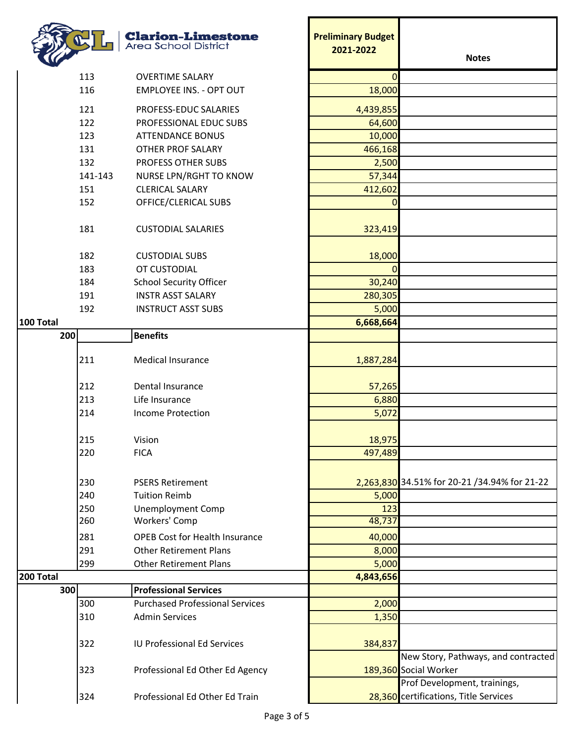**Clarion-Limestone Area School District**

| | Code | Description | Preliminary Budget 2021-2022 | Notes |
|---|---|---|---|---|
| | 113 | OVERTIME SALARY | 0 | |
| | 116 | EMPLOYEE INS. - OPT OUT | 18,000 | |
| | 121 | PROFESS-EDUC SALARIES | 4,439,855 | |
| | 122 | PROFESSIONAL EDUC SUBS | 64,600 | |
| | 123 | ATTENDANCE BONUS | 10,000 | |
| | 131 | OTHER PROF SALARY | 466,168 | |
| | 132 | PROFESS OTHER SUBS | 2,500 | |
| | 141-143 | NURSE LPN/RGHT TO KNOW | 57,344 | |
| | 151 | CLERICAL SALARY | 412,602 | |
| | 152 | OFFICE/CLERICAL SUBS | 0 | |
| | 181 | CUSTODIAL SALARIES | 323,419 | |
| | 182 | CUSTODIAL SUBS | 18,000 | |
| | 183 | OT CUSTODIAL | 0 | |
| | 184 | School Security Officer | 30,240 | |
| | 191 | INSTR ASST SALARY | 280,305 | |
| | 192 | INSTRUCT ASST SUBS | 5,000 | |
| **100 Total** | | | **6,668,664** | |
| **200** | | **Benefits** | | |
| | 211 | Medical Insurance | 1,887,284 | |
| | 212 | Dental Insurance | 57,265 | |
| | 213 | Life Insurance | 6,880 | |
| | 214 | Income Protection | 5,072 | |
| | 215 | Vision | 18,975 | |
| | 220 | FICA | 497,489 | |
| | 230 | PSERS Retirement | 2,263,830 | 34.51% for 20-21 /34.94% for 21-22 |
| | 240 | Tuition Reimb | 5,000 | |
| | 250 | Unemployment Comp | 123 | |
| | 260 | Workers' Comp | 48,737 | |
| | 281 | OPEB Cost for Health Insurance | 40,000 | |
| | 291 | Other Retirement Plans | 8,000 | |
| | 299 | Other Retirement Plans | 5,000 | |
| **200 Total** | | | **4,843,656** | |
| **300** | | **Professional Services** | | |
| | 300 | Purchased Professional Services | 2,000 | |
| | 310 | Admin Services | 1,350 | |
| | 322 | IU Professional Ed Services | 384,837 | |
| | 323 | Professional Ed Other Ed Agency | 189,360 | New Story, Pathways, and contracted Social Worker |
| | 324 | Professional Ed Other Ed Train | 28,360 | Prof Development, trainings, certifications, Title Services |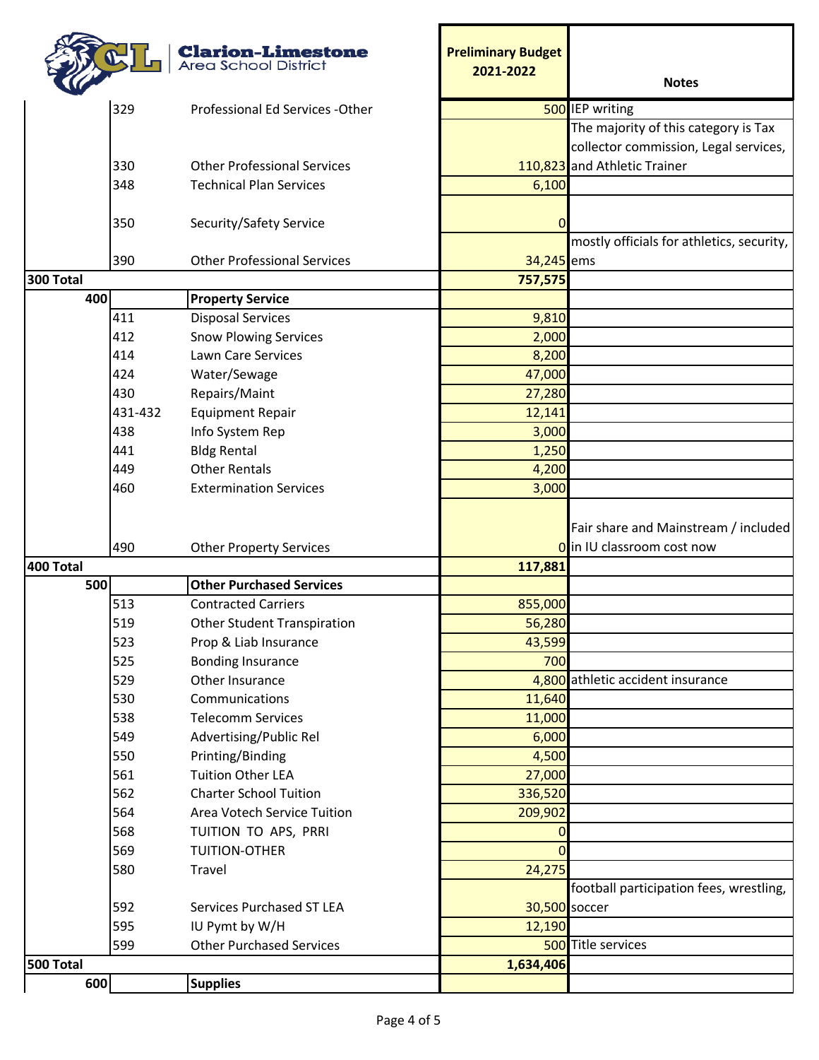**Clarion-Limestone Area School District**

| | | | Preliminary Budget 2021-2022 | Notes |
|---|---|---|---|---|
| | 329 | Professional Ed Services -Other | 500 | IEP writing |
| | 330 | Other Professional Services | 110,823 | The majority of this category is Tax collector commission, Legal services, and Athletic Trainer |
| | 348 | Technical Plan Services | 6,100 | |
| | 350 | Security/Safety Service | 0 | |
| | 390 | Other Professional Services | 34,245 | mostly officials for athletics, security, ems |
| **300 Total** | | | **757,575** | |
| **400** | | **Property Service** | | |
| | 411 | Disposal Services | 9,810 | |
| | 412 | Snow Plowing Services | 2,000 | |
| | 414 | Lawn Care Services | 8,200 | |
| | 424 | Water/Sewage | 47,000 | |
| | 430 | Repairs/Maint | 27,280 | |
| | 431-432 | Equipment Repair | 12,141 | |
| | 438 | Info System Rep | 3,000 | |
| | 441 | Bldg Rental | 1,250 | |
| | 449 | Other Rentals | 4,200 | |
| | 460 | Extermination Services | 3,000 | |
| | 490 | Other Property Services | 0 | Fair share and Mainstream / included in IU classroom cost now |
| **400 Total** | | | **117,881** | |
| **500** | | **Other Purchased Services** | | |
| | 513 | Contracted Carriers | 855,000 | |
| | 519 | Other Student Transpiration | 56,280 | |
| | 523 | Prop & Liab Insurance | 43,599 | |
| | 525 | Bonding Insurance | 700 | |
| | 529 | Other Insurance | 4,800 | athletic accident insurance |
| | 530 | Communications | 11,640 | |
| | 538 | Telecomm Services | 11,000 | |
| | 549 | Advertising/Public Rel | 6,000 | |
| | 550 | Printing/Binding | 4,500 | |
| | 561 | Tuition Other LEA | 27,000 | |
| | 562 | Charter School Tuition | 336,520 | |
| | 564 | Area Votech Service Tuition | 209,902 | |
| | 568 | TUITION TO APS, PRRI | 0 | |
| | 569 | TUITION-OTHER | 0 | |
| | 580 | Travel | 24,275 | |
| | 592 | Services Purchased ST LEA | 30,500 | football participation fees, wrestling, soccer |
| | 595 | IU Pymt by W/H | 12,190 | |
| | 599 | Other Purchased Services | 500 | Title services |
| **500 Total** | | | **1,634,406** | |
| **600** | | **Supplies** | | |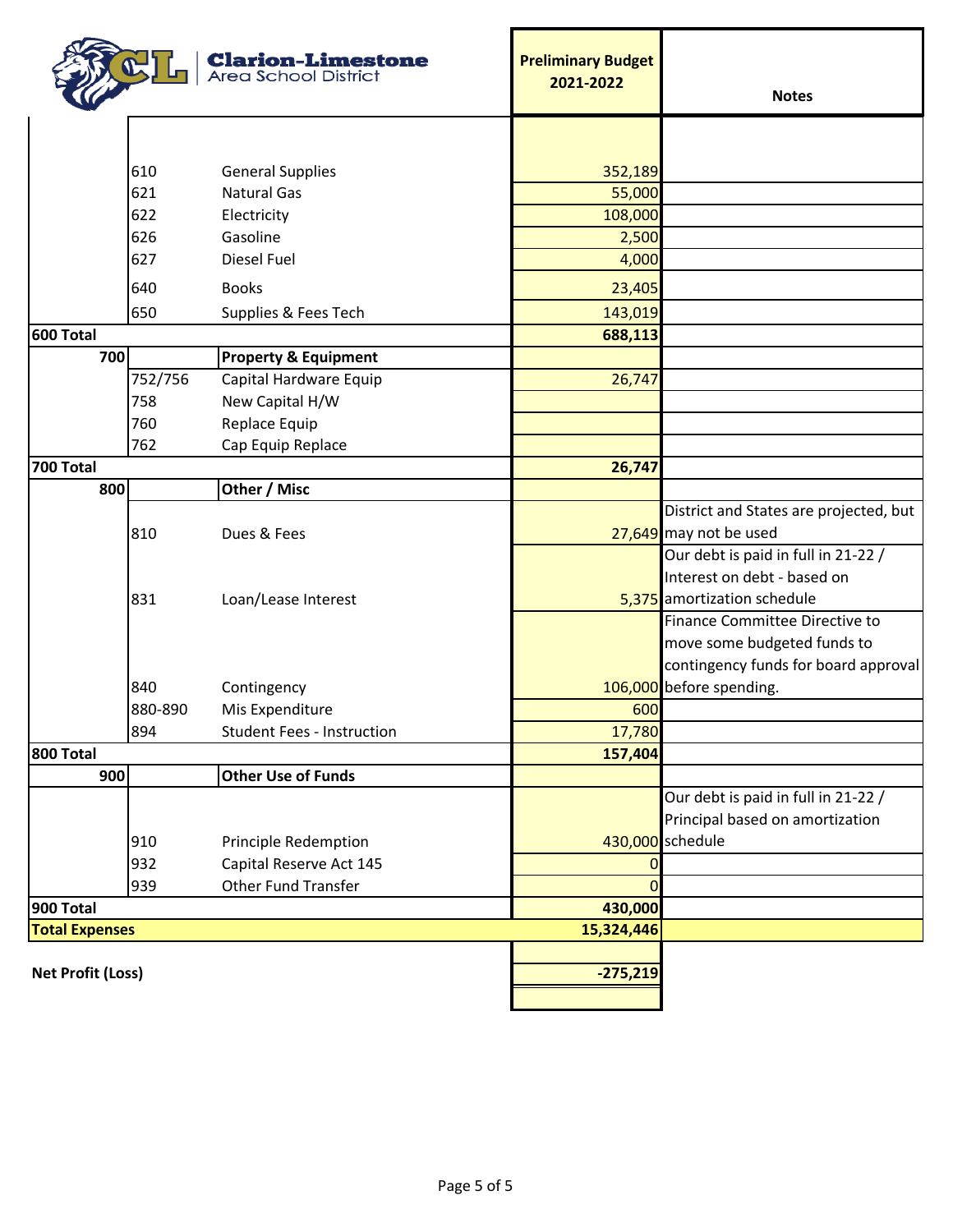**Clarion-Limestone Area School District**

| | | | Preliminary Budget 2021-2022 | Notes |
|---|---|---|---|---|
| | 610 | General Supplies | 352,189 | |
| | 621 | Natural Gas | 55,000 | |
| | 622 | Electricity | 108,000 | |
| | 626 | Gasoline | 2,500 | |
| | 627 | Diesel Fuel | 4,000 | |
| | 640 | Books | 23,405 | |
| | 650 | Supplies & Fees Tech | 143,019 | |
| **600 Total** | | | **688,113** | |
| **700** | | **Property & Equipment** | | |
| | 752/756 | Capital Hardware Equip | 26,747 | |
| | 758 | New Capital H/W | | |
| | 760 | Replace Equip | | |
| | 762 | Cap Equip Replace | | |
| **700 Total** | | | **26,747** | |
| **800** | | **Other / Misc** | | |
| | 810 | Dues & Fees | 27,649 | District and States are projected, but may not be used |
| | 831 | Loan/Lease Interest | 5,375 | Our debt is paid in full in 21-22 / Interest on debt - based on amortization schedule |
| | 840 | Contingency | 106,000 | Finance Committee Directive to move some budgeted funds to contingency funds for board approval before spending. |
| | 880-890 | Mis Expenditure | 600 | |
| | 894 | Student Fees - Instruction | 17,780 | |
| **800 Total** | | | **157,404** | |
| **900** | | **Other Use of Funds** | | |
| | 910 | Principle Redemption | 430,000 | Our debt is paid in full in 21-22 / Principal based on amortization schedule |
| | 932 | Capital Reserve Act 145 | 0 | |
| | 939 | Other Fund Transfer | 0 | |
| **900 Total** | | | **430,000** | |
| **Total Expenses** | | | **15,324,446** | |
| **Net Profit (Loss)** | | | **-275,219** | |